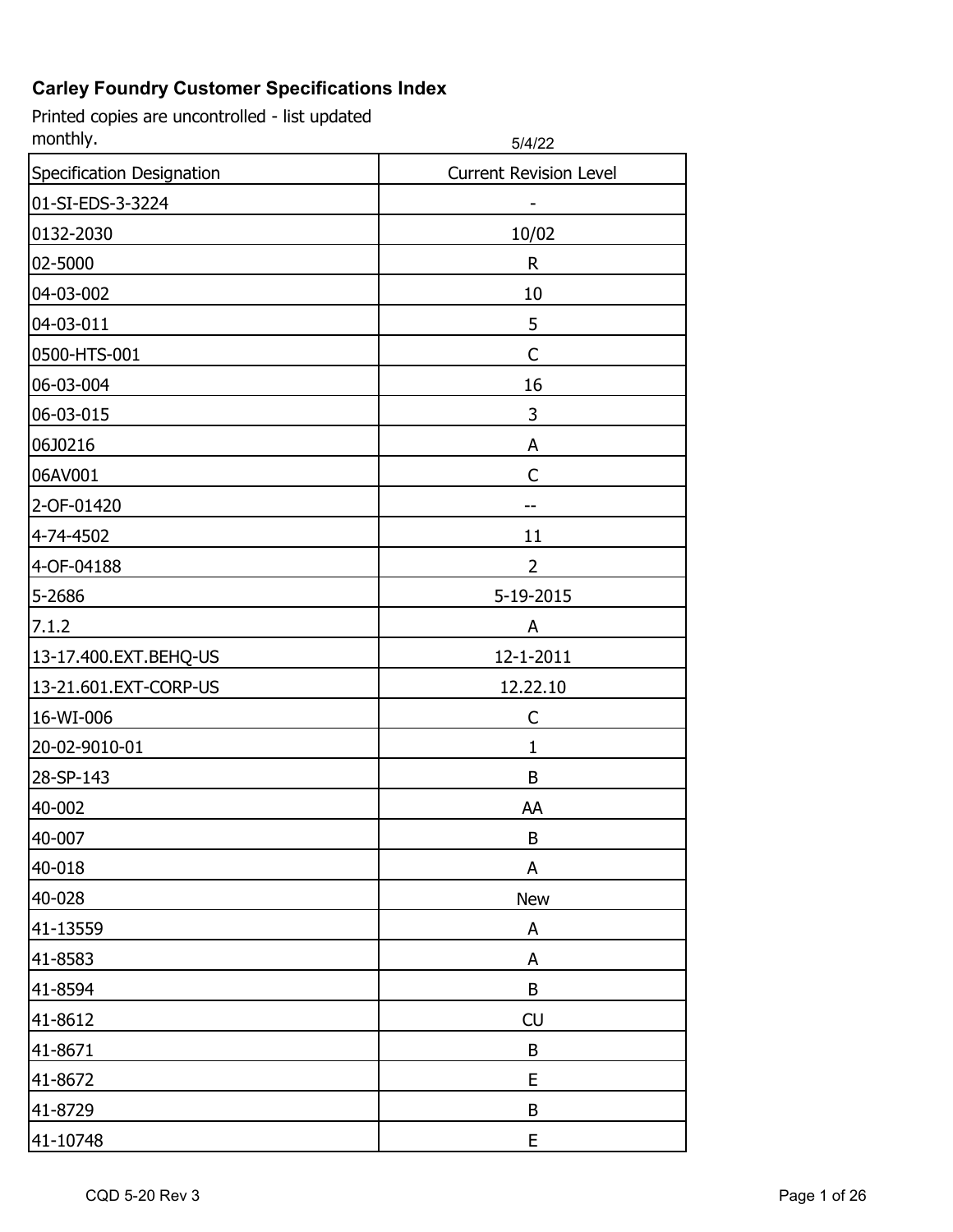# Carley Foundry Customer Specifications Index

Printed copies are uncontrolled - list updated monthly.

5/4/22

| Specification Designation | Current Revision Level |
|---|---|
| 01-SI-EDS-3-3224 | - |
| 0132-2030 | 10/02 |
| 02-5000 | R |
| 04-03-002 | 10 |
| 04-03-011 | 5 |
| 0500-HTS-001 | C |
| 06-03-004 | 16 |
| 06-03-015 | 3 |
| 06J0216 | A |
| 06AV001 | C |
| 2-OF-01420 | -- |
| 4-74-4502 | 11 |
| 4-OF-04188 | 2 |
| 5-2686 | 5-19-2015 |
| 7.1.2 | A |
| 13-17.400.EXT.BEHQ-US | 12-1-2011 |
| 13-21.601.EXT-CORP-US | 12.22.10 |
| 16-WI-006 | C |
| 20-02-9010-01 | 1 |
| 28-SP-143 | B |
| 40-002 | AA |
| 40-007 | B |
| 40-018 | A |
| 40-028 | New |
| 41-13559 | A |
| 41-8583 | A |
| 41-8594 | B |
| 41-8612 | CU |
| 41-8671 | B |
| 41-8672 | E |
| 41-8729 | B |
| 41-10748 | E |

CQD 5-20 Rev 3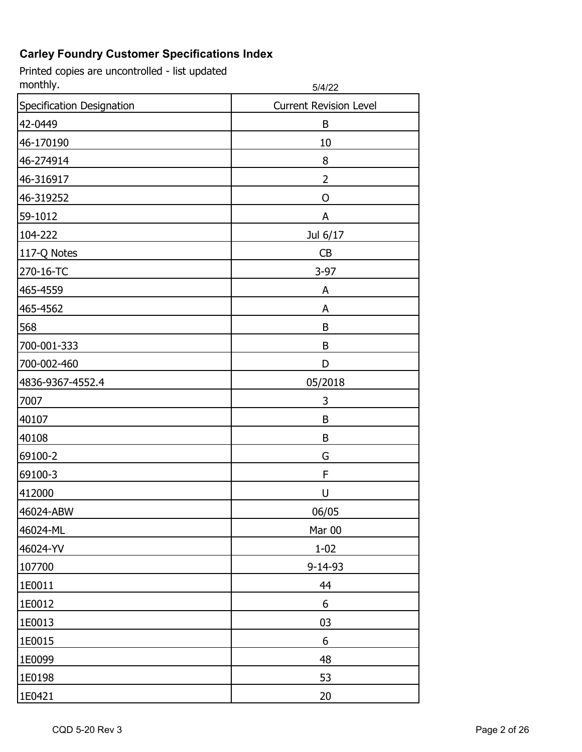**Carley Foundry Customer Specifications Index**

Printed copies are uncontrolled - list updated monthly.

5/4/22

| Specification Designation | Current Revision Level |
|---|---|
| 42-0449 | B |
| 46-170190 | 10 |
| 46-274914 | 8 |
| 46-316917 | 2 |
| 46-319252 | O |
| 59-1012 | A |
| 104-222 | Jul 6/17 |
| 117-Q Notes | CB |
| 270-16-TC | 3-97 |
| 465-4559 | A |
| 465-4562 | A |
| 568 | B |
| 700-001-333 | B |
| 700-002-460 | D |
| 4836-9367-4552.4 | 05/2018 |
| 7007 | 3 |
| 40107 | B |
| 40108 | B |
| 69100-2 | G |
| 69100-3 | F |
| 412000 | U |
| 46024-ABW | 06/05 |
| 46024-ML | Mar 00 |
| 46024-YV | 1-02 |
| 107700 | 9-14-93 |
| 1E0011 | 44 |
| 1E0012 | 6 |
| 1E0013 | 03 |
| 1E0015 | 6 |
| 1E0099 | 48 |
| 1E0198 | 53 |
| 1E0421 | 20 |

CQD 5-20 Rev 3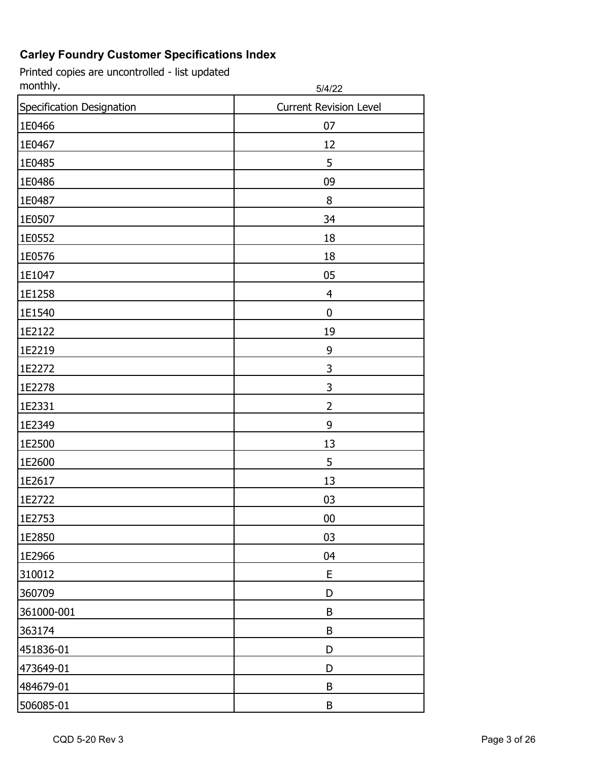# Carley Foundry Customer Specifications Index

Printed copies are uncontrolled - list updated monthly.

5/4/22

| Specification Designation | Current Revision Level |
|---|---|
| 1E0466 | 07 |
| 1E0467 | 12 |
| 1E0485 | 5 |
| 1E0486 | 09 |
| 1E0487 | 8 |
| 1E0507 | 34 |
| 1E0552 | 18 |
| 1E0576 | 18 |
| 1E1047 | 05 |
| 1E1258 | 4 |
| 1E1540 | 0 |
| 1E2122 | 19 |
| 1E2219 | 9 |
| 1E2272 | 3 |
| 1E2278 | 3 |
| 1E2331 | 2 |
| 1E2349 | 9 |
| 1E2500 | 13 |
| 1E2600 | 5 |
| 1E2617 | 13 |
| 1E2722 | 03 |
| 1E2753 | 00 |
| 1E2850 | 03 |
| 1E2966 | 04 |
| 310012 | E |
| 360709 | D |
| 361000-001 | B |
| 363174 | B |
| 451836-01 | D |
| 473649-01 | D |
| 484679-01 | B |
| 506085-01 | B |

CQD 5-20 Rev 3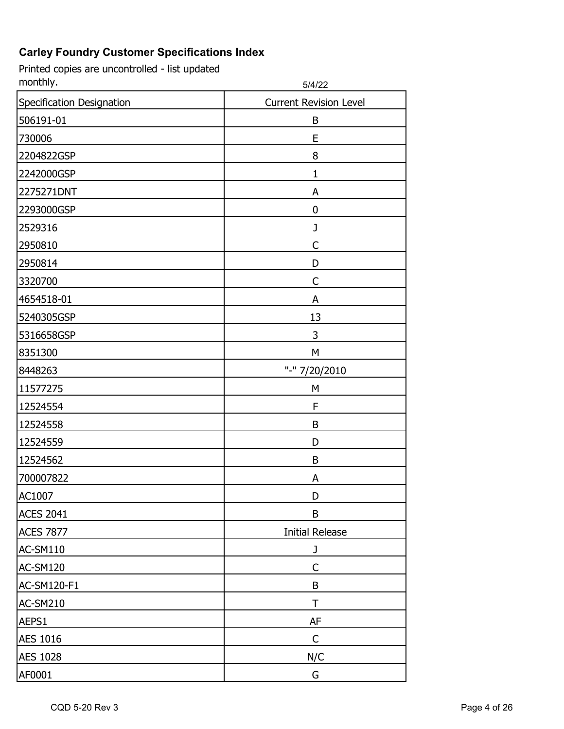## Carley Foundry Customer Specifications Index

Printed copies are uncontrolled - list updated monthly.

5/4/22

| Specification Designation | Current Revision Level |
|---|---|
| 506191-01 | B |
| 730006 | E |
| 2204822GSP | 8 |
| 2242000GSP | 1 |
| 2275271DNT | A |
| 2293000GSP | 0 |
| 2529316 | J |
| 2950810 | C |
| 2950814 | D |
| 3320700 | C |
| 4654518-01 | A |
| 5240305GSP | 13 |
| 5316658GSP | 3 |
| 8351300 | M |
| 8448263 | "-" 7/20/2010 |
| 11577275 | M |
| 12524554 | F |
| 12524558 | B |
| 12524559 | D |
| 12524562 | B |
| 700007822 | A |
| AC1007 | D |
| ACES 2041 | B |
| ACES 7877 | Initial Release |
| AC-SM110 | J |
| AC-SM120 | C |
| AC-SM120-F1 | B |
| AC-SM210 | T |
| AEPS1 | AF |
| AES 1016 | C |
| AES 1028 | N/C |
| AF0001 | G |

CQD 5-20 Rev 3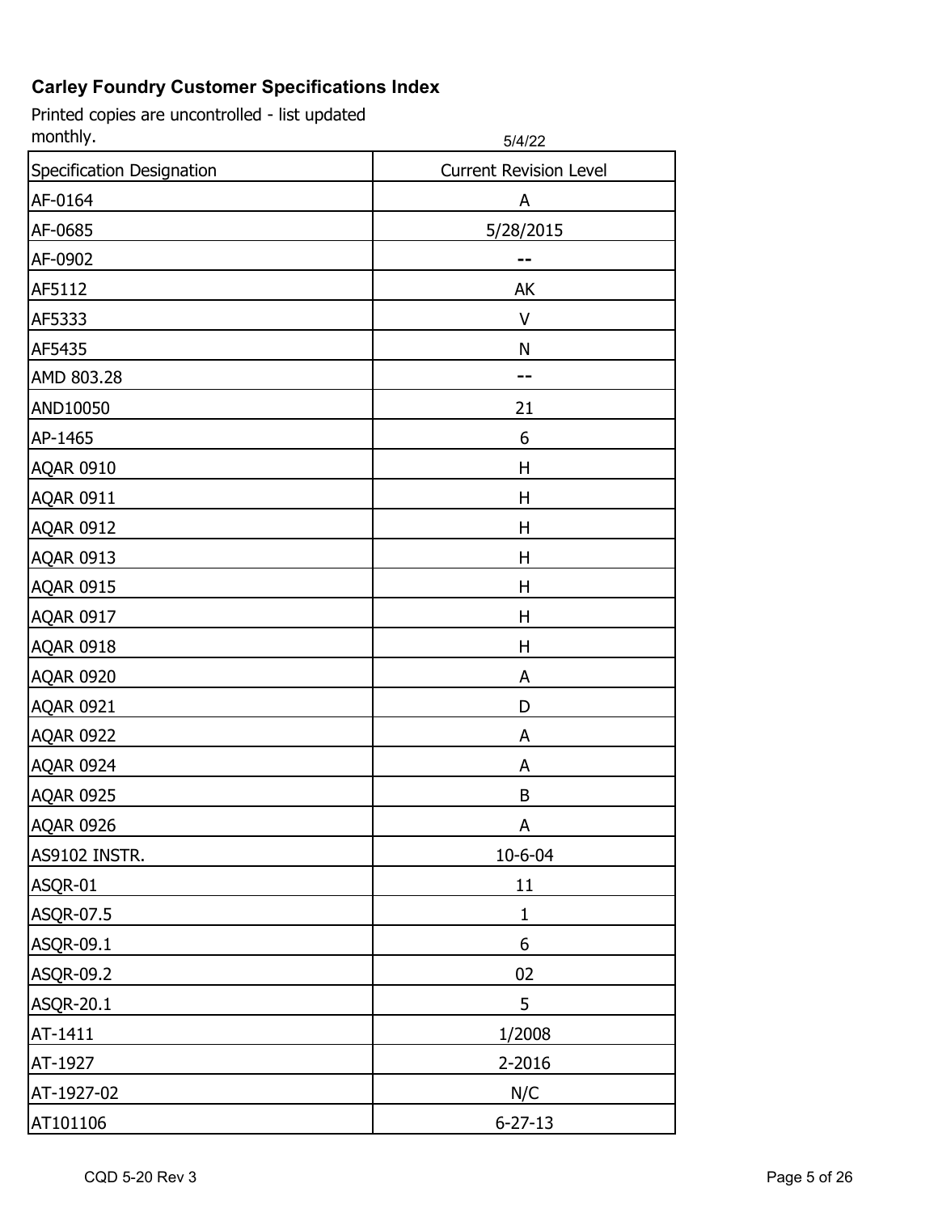**Carley Foundry Customer Specifications Index**

Printed copies are uncontrolled - list updated monthly.

5/4/22

| Specification Designation | Current Revision Level |
|---|---|
| AF-0164 | A |
| AF-0685 | 5/28/2015 |
| AF-0902 | -- |
| AF5112 | AK |
| AF5333 | V |
| AF5435 | N |
| AMD 803.28 | -- |
| AND10050 | 21 |
| AP-1465 | 6 |
| AQAR 0910 | H |
| AQAR 0911 | H |
| AQAR 0912 | H |
| AQAR 0913 | H |
| AQAR 0915 | H |
| AQAR 0917 | H |
| AQAR 0918 | H |
| AQAR 0920 | A |
| AQAR 0921 | D |
| AQAR 0922 | A |
| AQAR 0924 | A |
| AQAR 0925 | B |
| AQAR 0926 | A |
| AS9102 INSTR. | 10-6-04 |
| ASQR-01 | 11 |
| ASQR-07.5 | 1 |
| ASQR-09.1 | 6 |
| ASQR-09.2 | 02 |
| ASQR-20.1 | 5 |
| AT-1411 | 1/2008 |
| AT-1927 | 2-2016 |
| AT-1927-02 | N/C |
| AT101106 | 6-27-13 |

CQD 5-20 Rev 3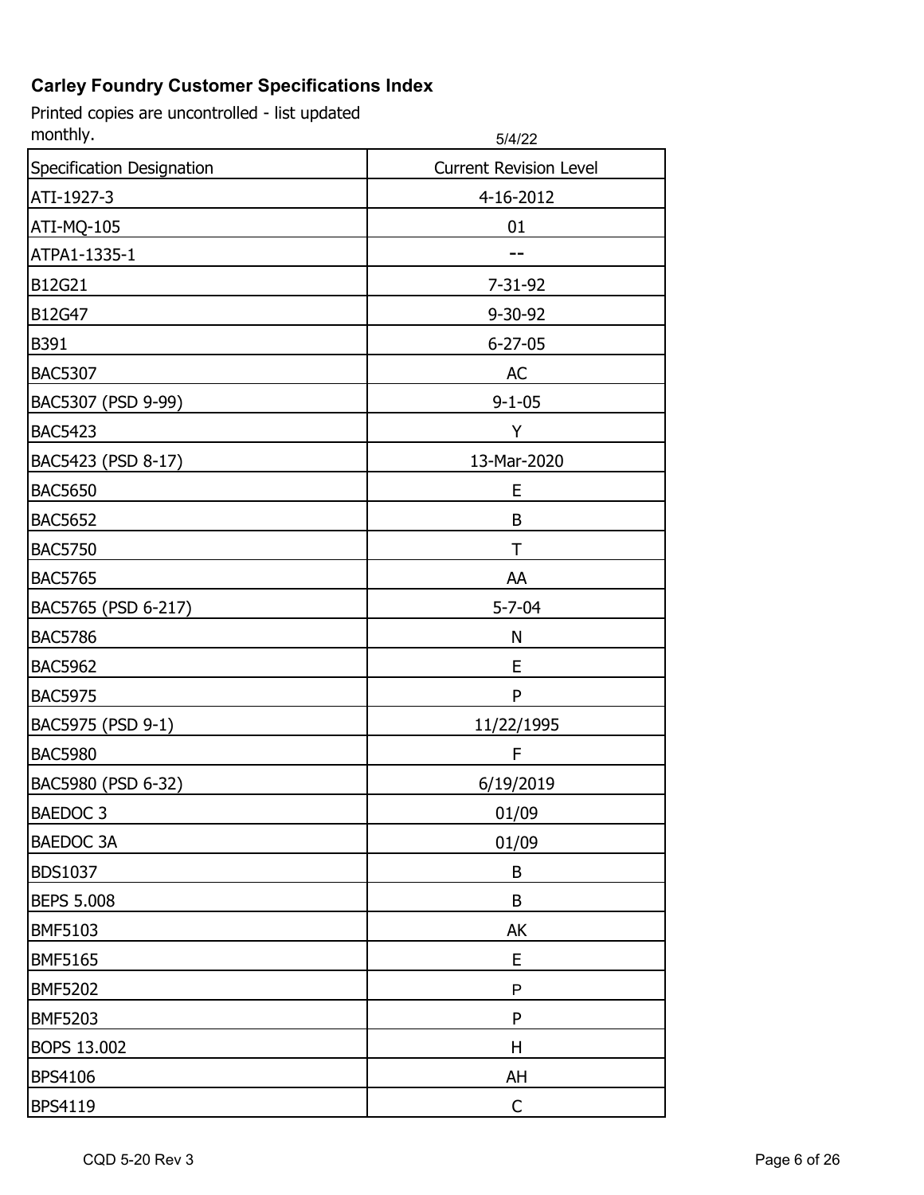**Carley Foundry Customer Specifications Index**

Printed copies are uncontrolled - list updated monthly.

5/4/22

| Specification Designation | Current Revision Level |
| --- | --- |
| ATI-1927-3 | 4-16-2012 |
| ATI-MQ-105 | 01 |
| ATPA1-1335-1 | -- |
| B12G21 | 7-31-92 |
| B12G47 | 9-30-92 |
| B391 | 6-27-05 |
| BAC5307 | AC |
| BAC5307 (PSD 9-99) | 9-1-05 |
| BAC5423 | Y |
| BAC5423 (PSD 8-17) | 13-Mar-2020 |
| BAC5650 | E |
| BAC5652 | B |
| BAC5750 | T |
| BAC5765 | AA |
| BAC5765 (PSD 6-217) | 5-7-04 |
| BAC5786 | N |
| BAC5962 | E |
| BAC5975 | P |
| BAC5975 (PSD 9-1) | 11/22/1995 |
| BAC5980 | F |
| BAC5980 (PSD 6-32) | 6/19/2019 |
| BAEDOC 3 | 01/09 |
| BAEDOC 3A | 01/09 |
| BDS1037 | B |
| BEPS 5.008 | B |
| BMF5103 | AK |
| BMF5165 | E |
| BMF5202 | P |
| BMF5203 | P |
| BOPS 13.002 | H |
| BPS4106 | AH |
| BPS4119 | C |

CQD 5-20 Rev 3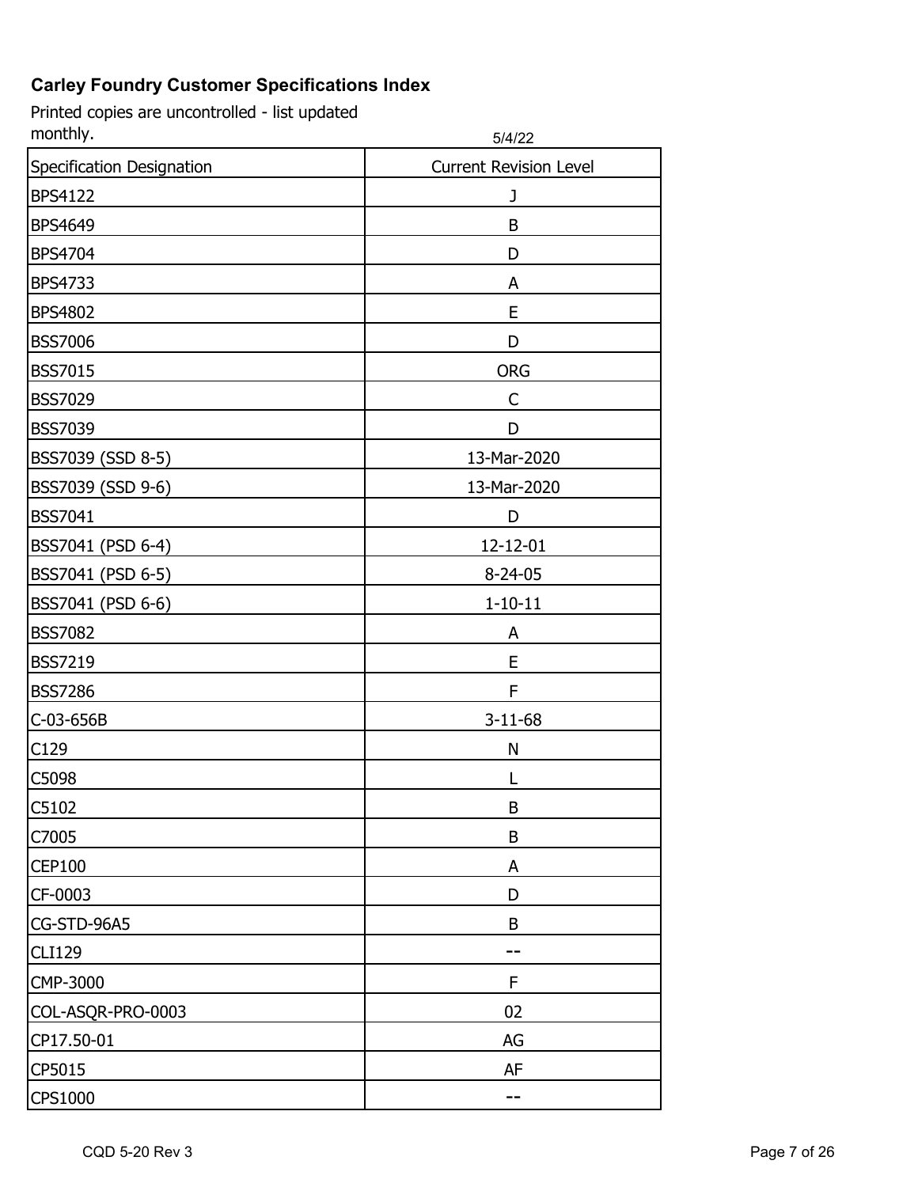**Carley Foundry Customer Specifications Index**

Printed copies are uncontrolled - list updated monthly.

5/4/22

| Specification Designation | Current Revision Level |
|---|---|
| BPS4122 | J |
| BPS4649 | B |
| BPS4704 | D |
| BPS4733 | A |
| BPS4802 | E |
| BSS7006 | D |
| BSS7015 | ORG |
| BSS7029 | C |
| BSS7039 | D |
| BSS7039 (SSD 8-5) | 13-Mar-2020 |
| BSS7039 (SSD 9-6) | 13-Mar-2020 |
| BSS7041 | D |
| BSS7041 (PSD 6-4) | 12-12-01 |
| BSS7041 (PSD 6-5) | 8-24-05 |
| BSS7041 (PSD 6-6) | 1-10-11 |
| BSS7082 | A |
| BSS7219 | E |
| BSS7286 | F |
| C-03-656B | 3-11-68 |
| C129 | N |
| C5098 | L |
| C5102 | B |
| C7005 | B |
| CEP100 | A |
| CF-0003 | D |
| CG-STD-96A5 | B |
| CLI129 | -- |
| CMP-3000 | F |
| COL-ASQR-PRO-0003 | 02 |
| CP17.50-01 | AG |
| CP5015 | AF |
| CPS1000 | -- |

CQD 5-20 Rev 3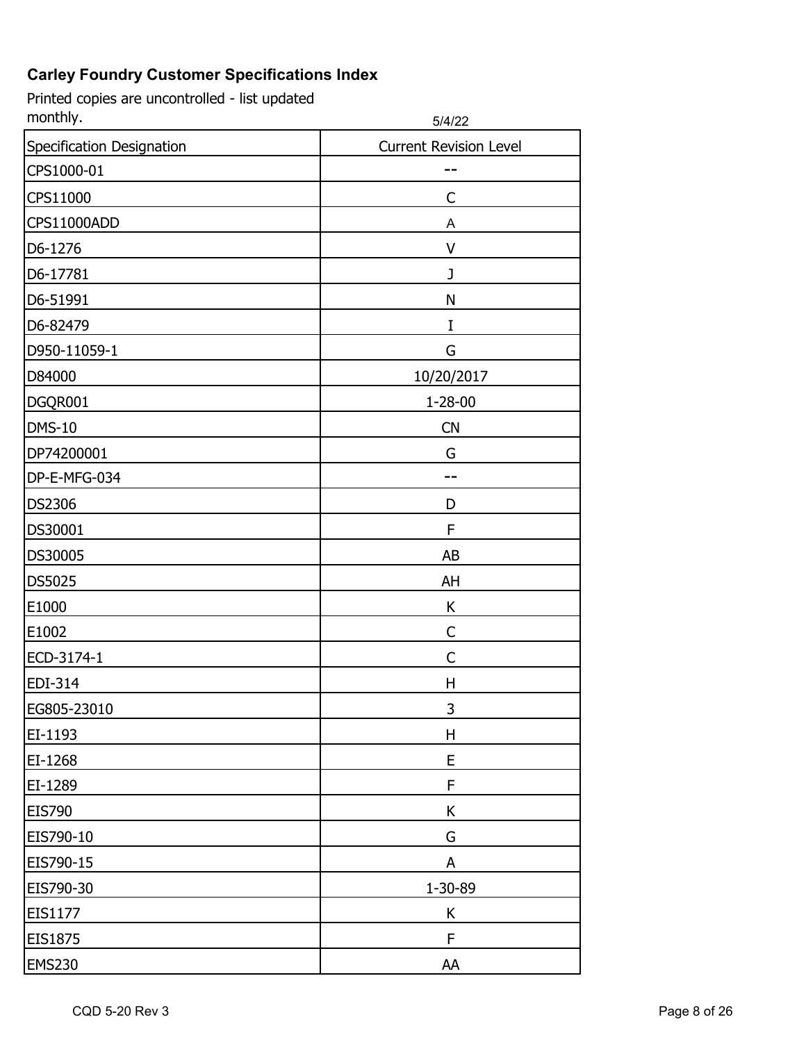**Carley Foundry Customer Specifications Index**

Printed copies are uncontrolled - list updated monthly.

5/4/22

| Specification Designation | Current Revision Level |
|---|---|
| CPS1000-01 | -- |
| CPS11000 | C |
| CPS11000ADD | A |
| D6-1276 | V |
| D6-17781 | J |
| D6-51991 | N |
| D6-82479 | I |
| D950-11059-1 | G |
| D84000 | 10/20/2017 |
| DGQR001 | 1-28-00 |
| DMS-10 | CN |
| DP74200001 | G |
| DP-E-MFG-034 | -- |
| DS2306 | D |
| DS30001 | F |
| DS30005 | AB |
| DS5025 | AH |
| E1000 | K |
| E1002 | C |
| ECD-3174-1 | C |
| EDI-314 | H |
| EG805-23010 | 3 |
| EI-1193 | H |
| EI-1268 | E |
| EI-1289 | F |
| EIS790 | K |
| EIS790-10 | G |
| EIS790-15 | A |
| EIS790-30 | 1-30-89 |
| EIS1177 | K |
| EIS1875 | F |
| EMS230 | AA |

CQD 5-20 Rev 3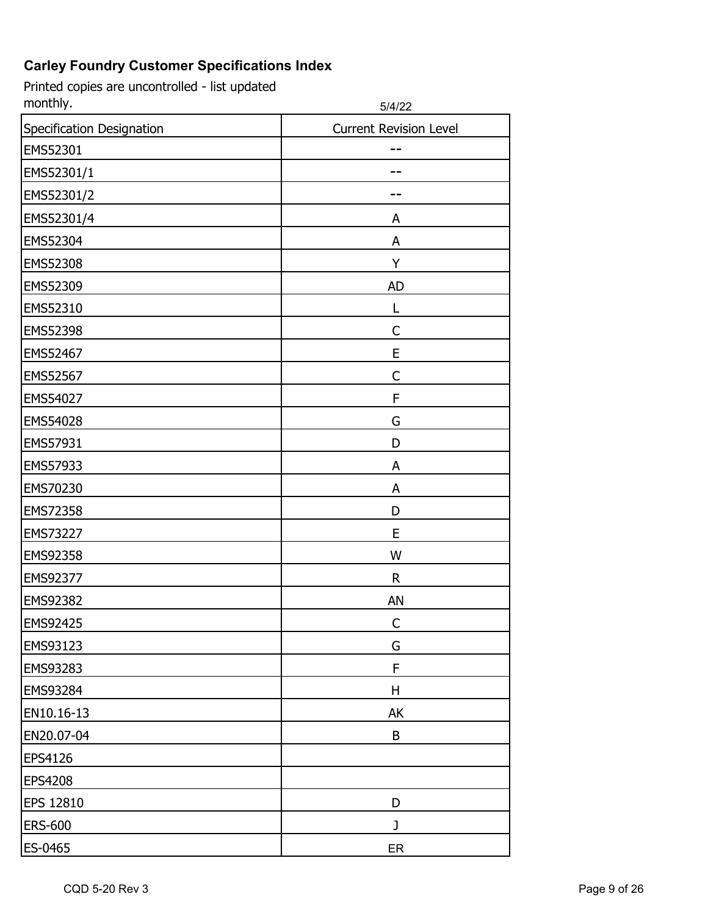## Carley Foundry Customer Specifications Index

Printed copies are uncontrolled - list updated monthly.

5/4/22

| Specification Designation | Current Revision Level |
| --- | --- |
| EMS52301 | -- |
| EMS52301/1 | -- |
| EMS52301/2 | -- |
| EMS52301/4 | A |
| EMS52304 | A |
| EMS52308 | Y |
| EMS52309 | AD |
| EMS52310 | L |
| EMS52398 | C |
| EMS52467 | E |
| EMS52567 | C |
| EMS54027 | F |
| EMS54028 | G |
| EMS57931 | D |
| EMS57933 | A |
| EMS70230 | A |
| EMS72358 | D |
| EMS73227 | E |
| EMS92358 | W |
| EMS92377 | R |
| EMS92382 | AN |
| EMS92425 | C |
| EMS93123 | G |
| EMS93283 | F |
| EMS93284 | H |
| EN10.16-13 | AK |
| EN20.07-04 | B |
| EPS4126 | |
| EPS4208 | |
| EPS 12810 | D |
| ERS-600 | J |
| ES-0465 | ER |

CQD 5-20 Rev 3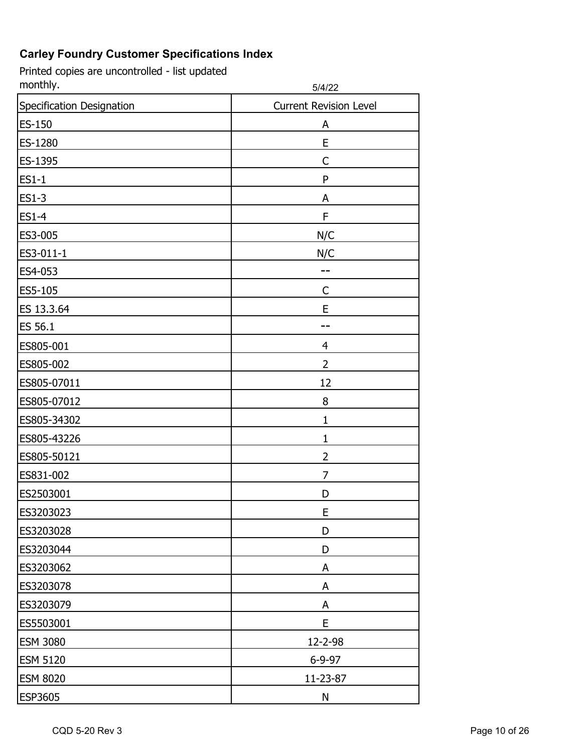**Carley Foundry Customer Specifications Index**

Printed copies are uncontrolled - list updated monthly.

5/4/22

| Specification Designation | Current Revision Level |
|---|---|
| ES-150 | A |
| ES-1280 | E |
| ES-1395 | C |
| ES1-1 | P |
| ES1-3 | A |
| ES1-4 | F |
| ES3-005 | N/C |
| ES3-011-1 | N/C |
| ES4-053 | -- |
| ES5-105 | C |
| ES 13.3.64 | E |
| ES 56.1 | -- |
| ES805-001 | 4 |
| ES805-002 | 2 |
| ES805-07011 | 12 |
| ES805-07012 | 8 |
| ES805-34302 | 1 |
| ES805-43226 | 1 |
| ES805-50121 | 2 |
| ES831-002 | 7 |
| ES2503001 | D |
| ES3203023 | E |
| ES3203028 | D |
| ES3203044 | D |
| ES3203062 | A |
| ES3203078 | A |
| ES3203079 | A |
| ES5503001 | E |
| ESM 3080 | 12-2-98 |
| ESM 5120 | 6-9-97 |
| ESM 8020 | 11-23-87 |
| ESP3605 | N |

CQD 5-20 Rev 3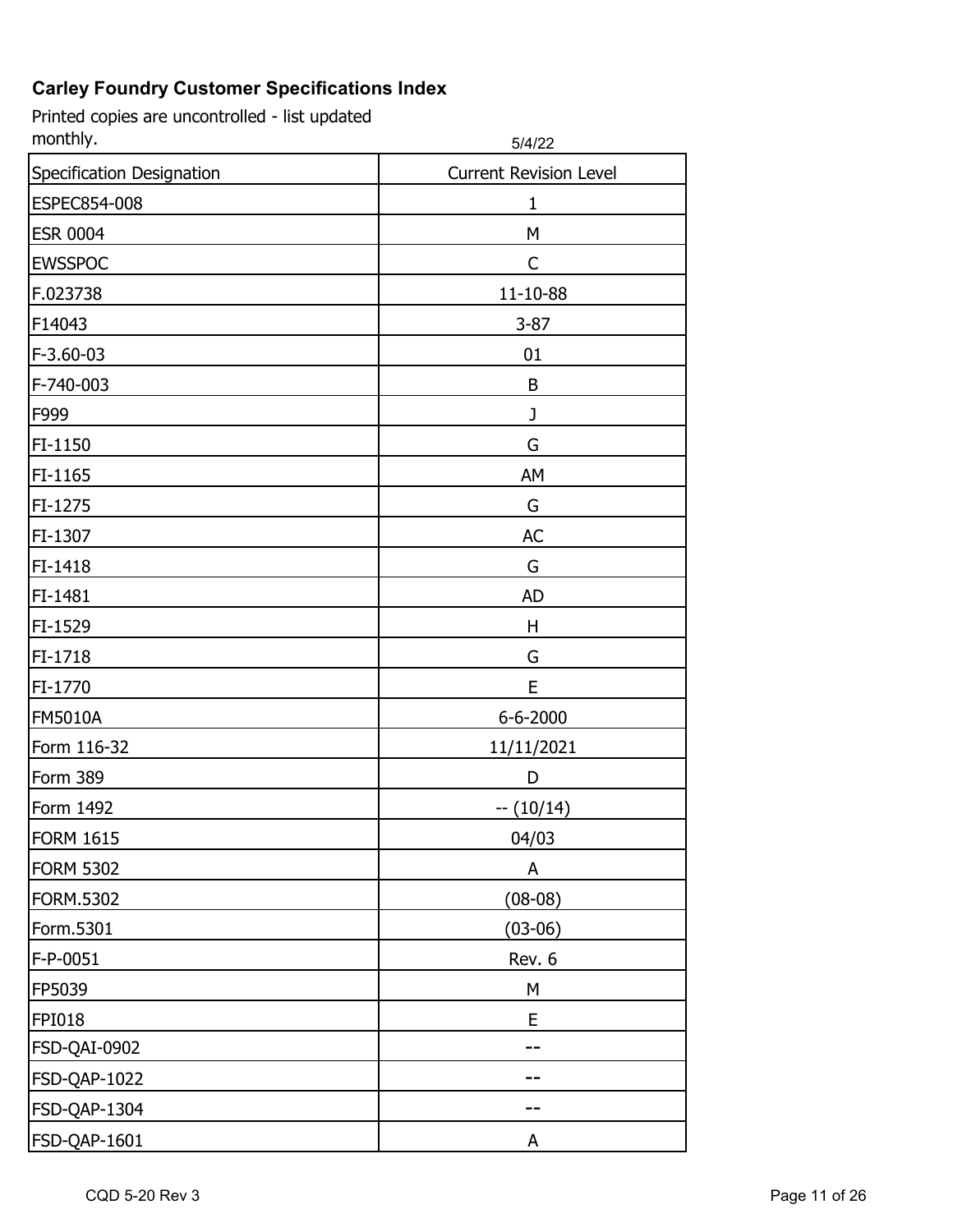**Carley Foundry Customer Specifications Index**

Printed copies are uncontrolled - list updated monthly.

5/4/22

| Specification Designation | Current Revision Level |
| --- | --- |
| ESPEC854-008 | 1 |
| ESR 0004 | M |
| EWSSPOC | C |
| F.023738 | 11-10-88 |
| F14043 | 3-87 |
| F-3.60-03 | 01 |
| F-740-003 | B |
| F999 | J |
| FI-1150 | G |
| FI-1165 | AM |
| FI-1275 | G |
| FI-1307 | AC |
| FI-1418 | G |
| FI-1481 | AD |
| FI-1529 | H |
| FI-1718 | G |
| FI-1770 | E |
| FM5010A | 6-6-2000 |
| Form 116-32 | 11/11/2021 |
| Form 389 | D |
| Form 1492 | -- (10/14) |
| FORM 1615 | 04/03 |
| FORM 5302 | A |
| FORM.5302 | (08-08) |
| Form.5301 | (03-06) |
| F-P-0051 | Rev. 6 |
| FP5039 | M |
| FPI018 | E |
| FSD-QAI-0902 | -- |
| FSD-QAP-1022 | -- |
| FSD-QAP-1304 | -- |
| FSD-QAP-1601 | A |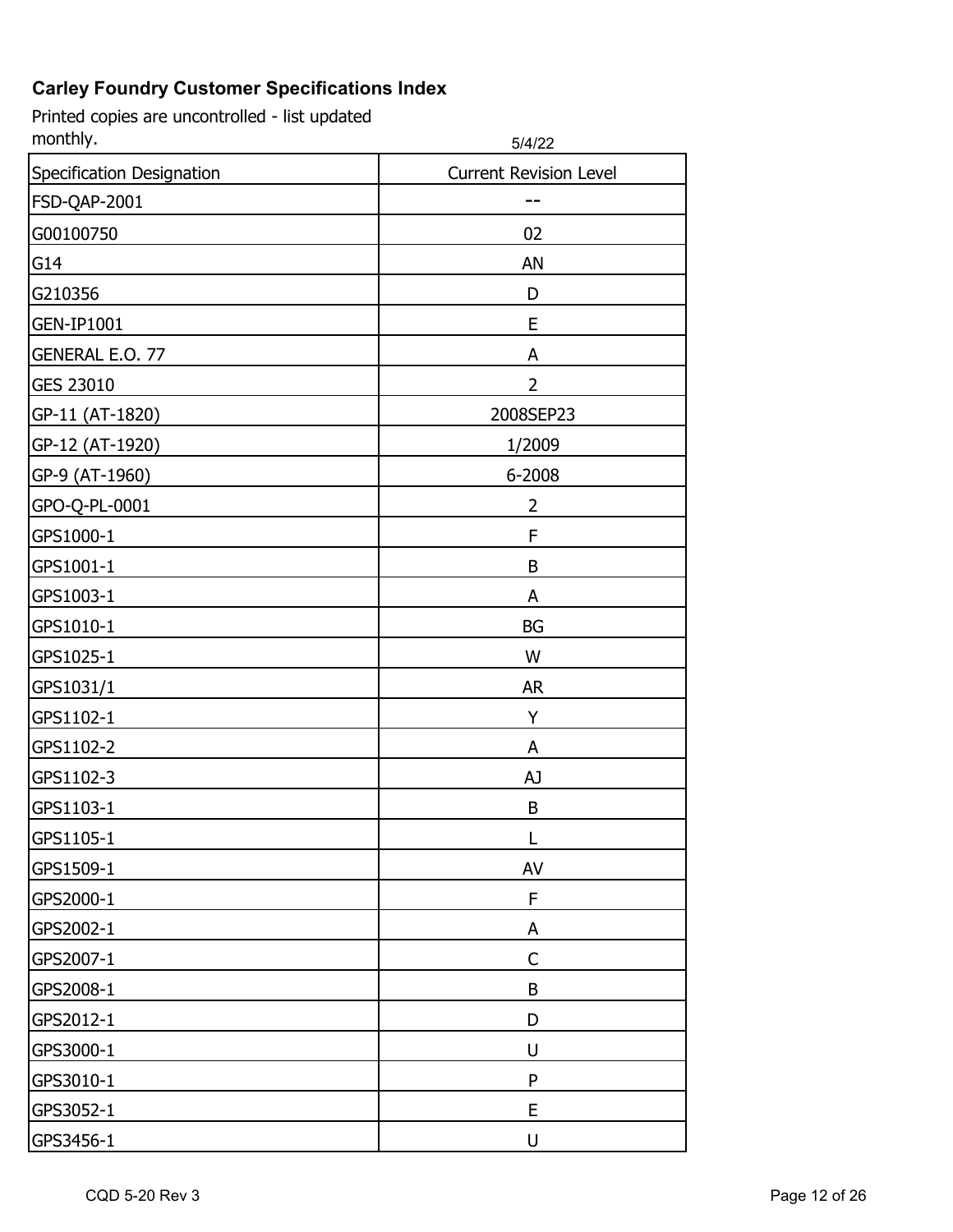**Carley Foundry Customer Specifications Index**

Printed copies are uncontrolled - list updated monthly.

5/4/22

| Specification Designation | Current Revision Level |
| --- | --- |
| FSD-QAP-2001 | -- |
| G00100750 | 02 |
| G14 | AN |
| G210356 | D |
| GEN-IP1001 | E |
| GENERAL E.O. 77 | A |
| GES 23010 | 2 |
| GP-11 (AT-1820) | 2008SEP23 |
| GP-12 (AT-1920) | 1/2009 |
| GP-9 (AT-1960) | 6-2008 |
| GPO-Q-PL-0001 | 2 |
| GPS1000-1 | F |
| GPS1001-1 | B |
| GPS1003-1 | A |
| GPS1010-1 | BG |
| GPS1025-1 | W |
| GPS1031/1 | AR |
| GPS1102-1 | Y |
| GPS1102-2 | A |
| GPS1102-3 | AJ |
| GPS1103-1 | B |
| GPS1105-1 | L |
| GPS1509-1 | AV |
| GPS2000-1 | F |
| GPS2002-1 | A |
| GPS2007-1 | C |
| GPS2008-1 | B |
| GPS2012-1 | D |
| GPS3000-1 | U |
| GPS3010-1 | P |
| GPS3052-1 | E |
| GPS3456-1 | U |

CQD 5-20 Rev 3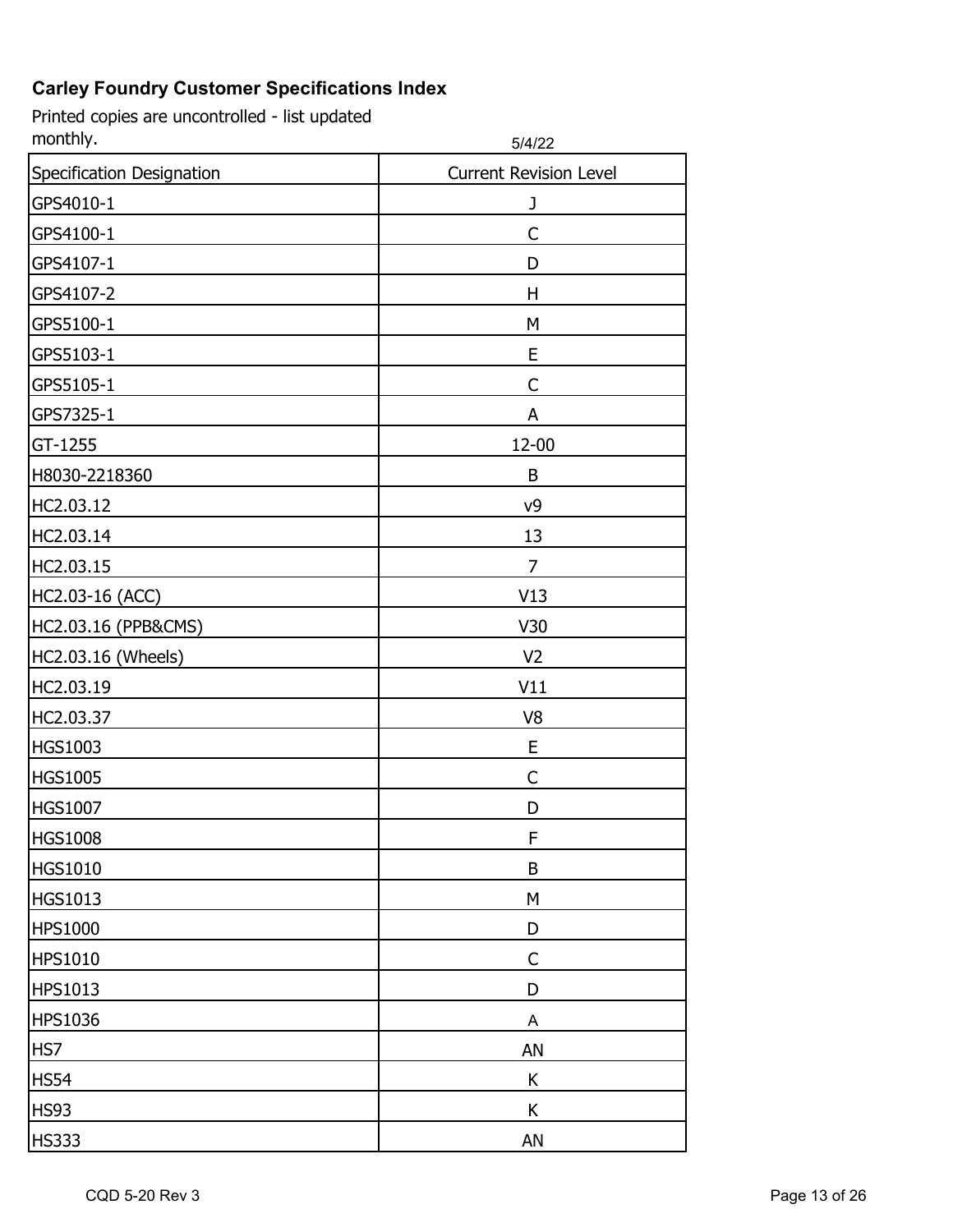**Carley Foundry Customer Specifications Index**

Printed copies are uncontrolled - list updated monthly.

5/4/22

| Specification Designation | Current Revision Level |
|---|---|
| GPS4010-1 | J |
| GPS4100-1 | C |
| GPS4107-1 | D |
| GPS4107-2 | H |
| GPS5100-1 | M |
| GPS5103-1 | E |
| GPS5105-1 | C |
| GPS7325-1 | A |
| GT-1255 | 12-00 |
| H8030-2218360 | B |
| HC2.03.12 | v9 |
| HC2.03.14 | 13 |
| HC2.03.15 | 7 |
| HC2.03-16 (ACC) | V13 |
| HC2.03.16 (PPB&CMS) | V30 |
| HC2.03.16 (Wheels) | V2 |
| HC2.03.19 | V11 |
| HC2.03.37 | V8 |
| HGS1003 | E |
| HGS1005 | C |
| HGS1007 | D |
| HGS1008 | F |
| HGS1010 | B |
| HGS1013 | M |
| HPS1000 | D |
| HPS1010 | C |
| HPS1013 | D |
| HPS1036 | A |
| HS7 | AN |
| HS54 | K |
| HS93 | K |
| HS333 | AN |

CQD 5-20 Rev 3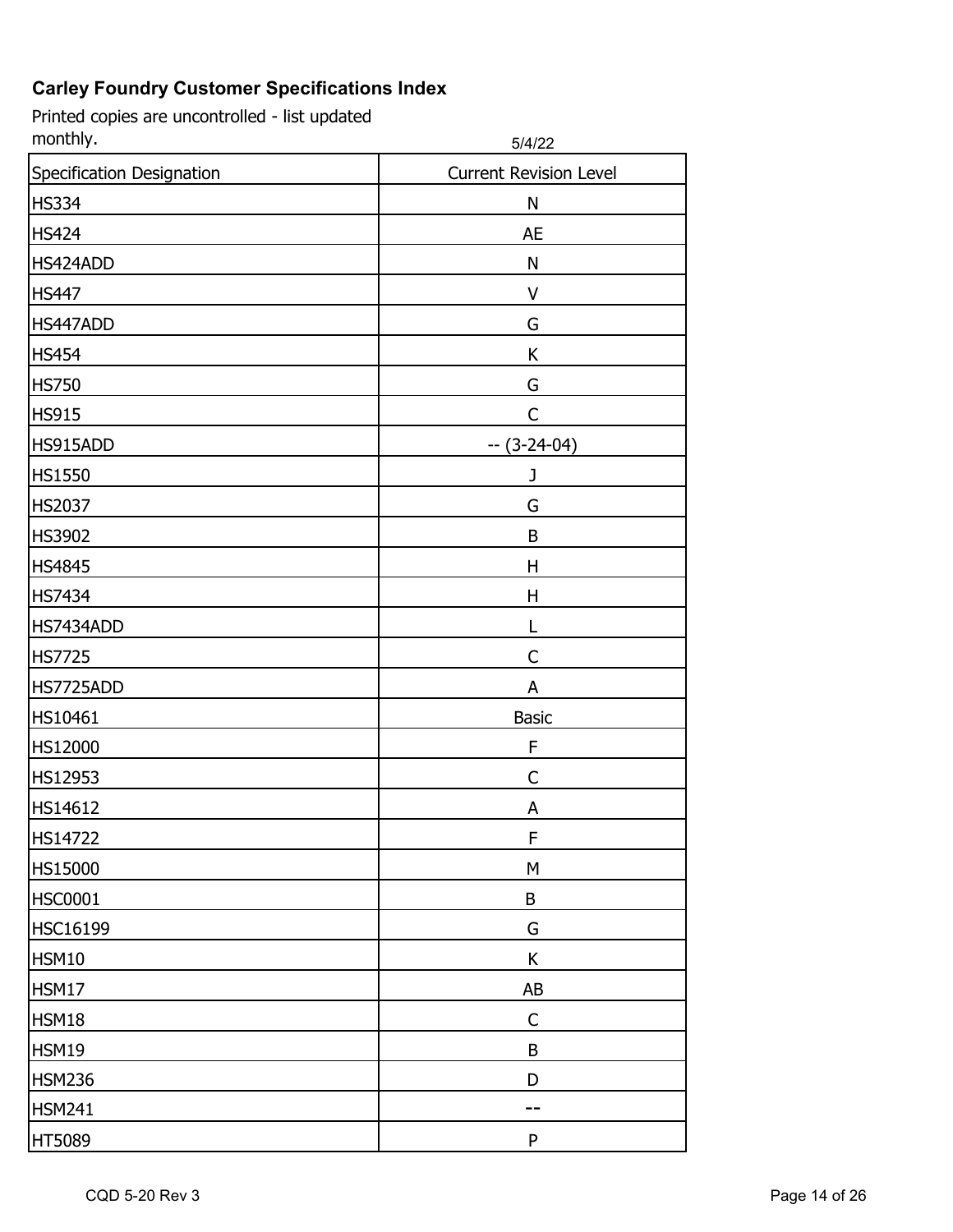**Carley Foundry Customer Specifications Index**

Printed copies are uncontrolled - list updated monthly.

5/4/22

| Specification Designation | Current Revision Level |
| --- | --- |
| HS334 | N |
| HS424 | AE |
| HS424ADD | N |
| HS447 | V |
| HS447ADD | G |
| HS454 | K |
| HS750 | G |
| HS915 | C |
| HS915ADD | -- (3-24-04) |
| HS1550 | J |
| HS2037 | G |
| HS3902 | B |
| HS4845 | H |
| HS7434 | H |
| HS7434ADD | L |
| HS7725 | C |
| HS7725ADD | A |
| HS10461 | Basic |
| HS12000 | F |
| HS12953 | C |
| HS14612 | A |
| HS14722 | F |
| HS15000 | M |
| HSC0001 | B |
| HSC16199 | G |
| HSM10 | K |
| HSM17 | AB |
| HSM18 | C |
| HSM19 | B |
| HSM236 | D |
| HSM241 | -- |
| HT5089 | P |

CQD 5-20 Rev 3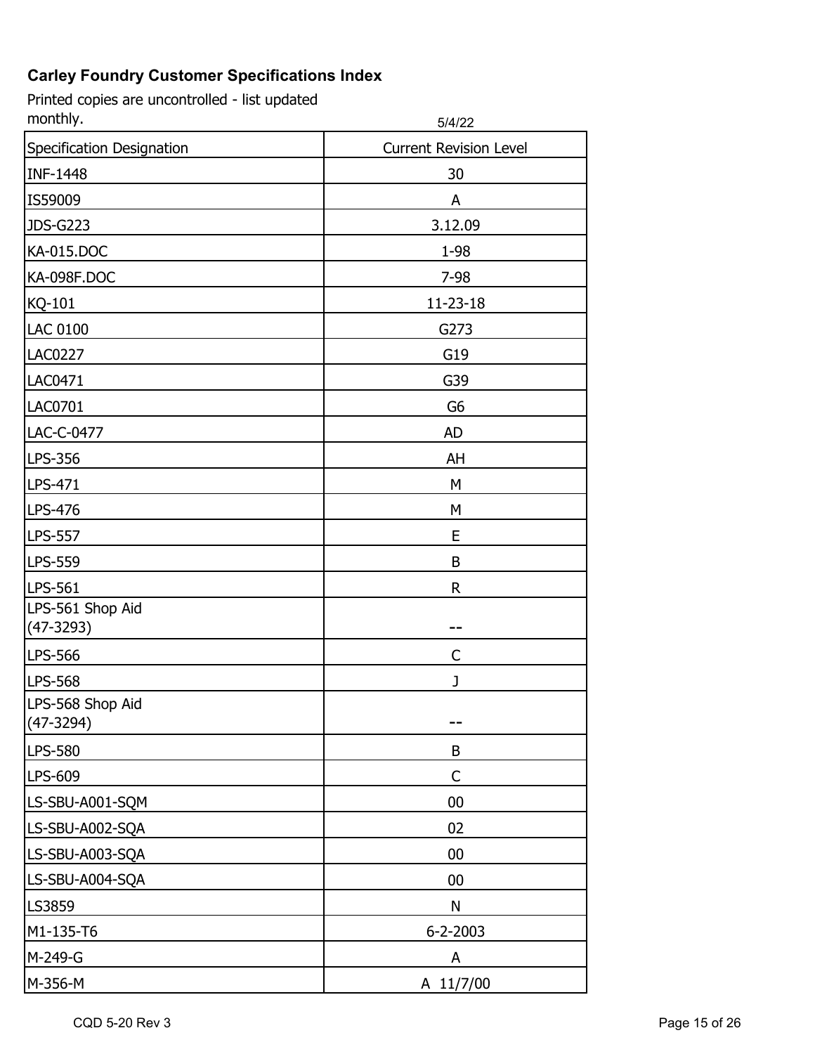**Carley Foundry Customer Specifications Index**

Printed copies are uncontrolled - list updated monthly.

5/4/22

| Specification Designation | Current Revision Level |
| --- | --- |
| INF-1448 | 30 |
| IS59009 | A |
| JDS-G223 | 3.12.09 |
| KA-015.DOC | 1-98 |
| KA-098F.DOC | 7-98 |
| KQ-101 | 11-23-18 |
| LAC 0100 | G273 |
| LAC0227 | G19 |
| LAC0471 | G39 |
| LAC0701 | G6 |
| LAC-C-0477 | AD |
| LPS-356 | AH |
| LPS-471 | M |
| LPS-476 | M |
| LPS-557 | E |
| LPS-559 | B |
| LPS-561 | R |
| LPS-561 Shop Aid (47-3293) | -- |
| LPS-566 | C |
| LPS-568 | J |
| LPS-568 Shop Aid (47-3294) | -- |
| LPS-580 | B |
| LPS-609 | C |
| LS-SBU-A001-SQM | 00 |
| LS-SBU-A002-SQA | 02 |
| LS-SBU-A003-SQA | 00 |
| LS-SBU-A004-SQA | 00 |
| LS3859 | N |
| M1-135-T6 | 6-2-2003 |
| M-249-G | A |
| M-356-M | A 11/7/00 |

CQD 5-20 Rev 3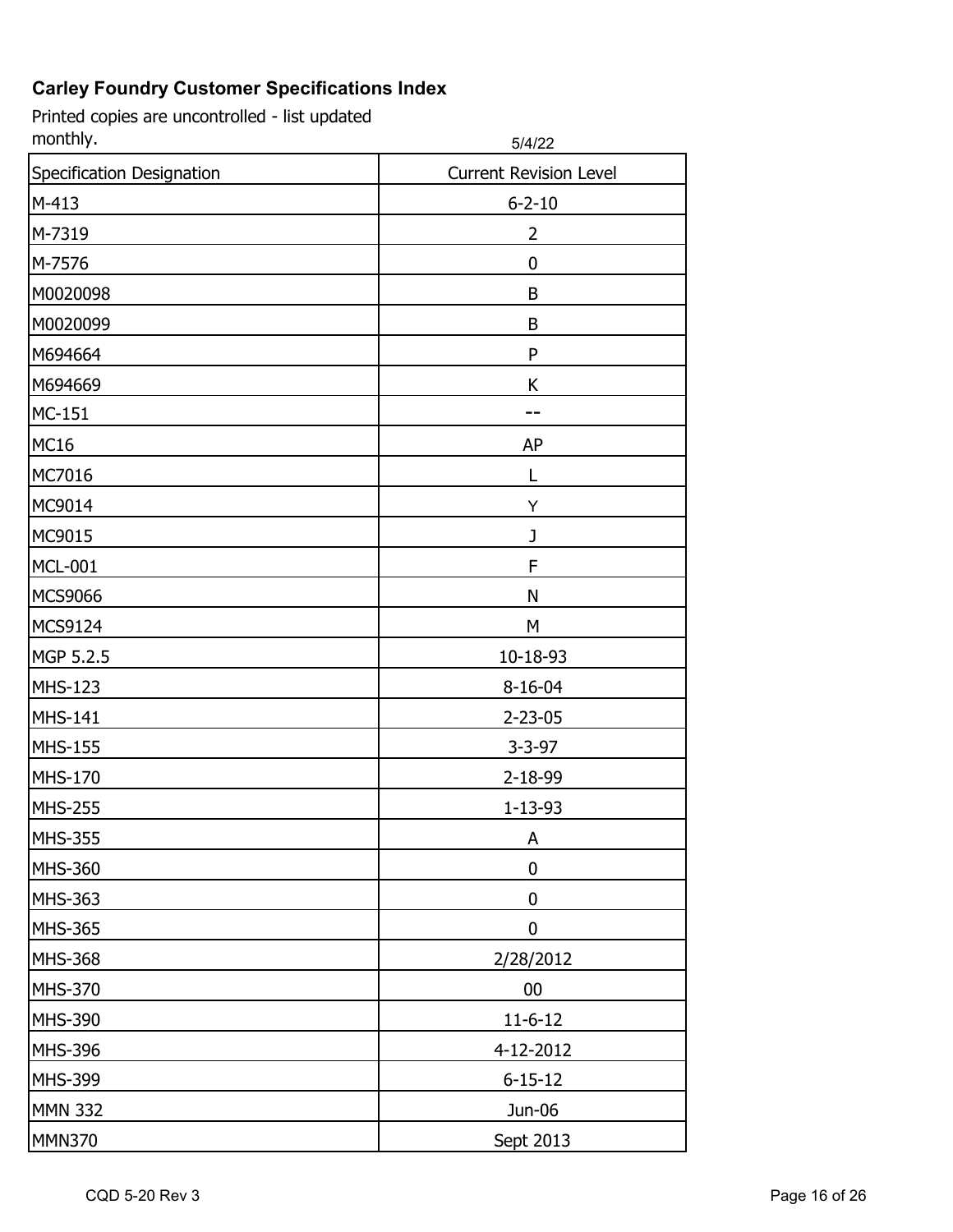## Carley Foundry Customer Specifications Index

Printed copies are uncontrolled - list updated monthly.

5/4/22

| Specification Designation | Current Revision Level |
| --- | --- |
| M-413 | 6-2-10 |
| M-7319 | 2 |
| M-7576 | 0 |
| M0020098 | B |
| M0020099 | B |
| M694664 | P |
| M694669 | K |
| MC-151 | -- |
| MC16 | AP |
| MC7016 | L |
| MC9014 | Y |
| MC9015 | J |
| MCL-001 | F |
| MCS9066 | N |
| MCS9124 | M |
| MGP 5.2.5 | 10-18-93 |
| MHS-123 | 8-16-04 |
| MHS-141 | 2-23-05 |
| MHS-155 | 3-3-97 |
| MHS-170 | 2-18-99 |
| MHS-255 | 1-13-93 |
| MHS-355 | A |
| MHS-360 | 0 |
| MHS-363 | 0 |
| MHS-365 | 0 |
| MHS-368 | 2/28/2012 |
| MHS-370 | 00 |
| MHS-390 | 11-6-12 |
| MHS-396 | 4-12-2012 |
| MHS-399 | 6-15-12 |
| MMN 332 | Jun-06 |
| MMN370 | Sept 2013 |

CQD 5-20 Rev 3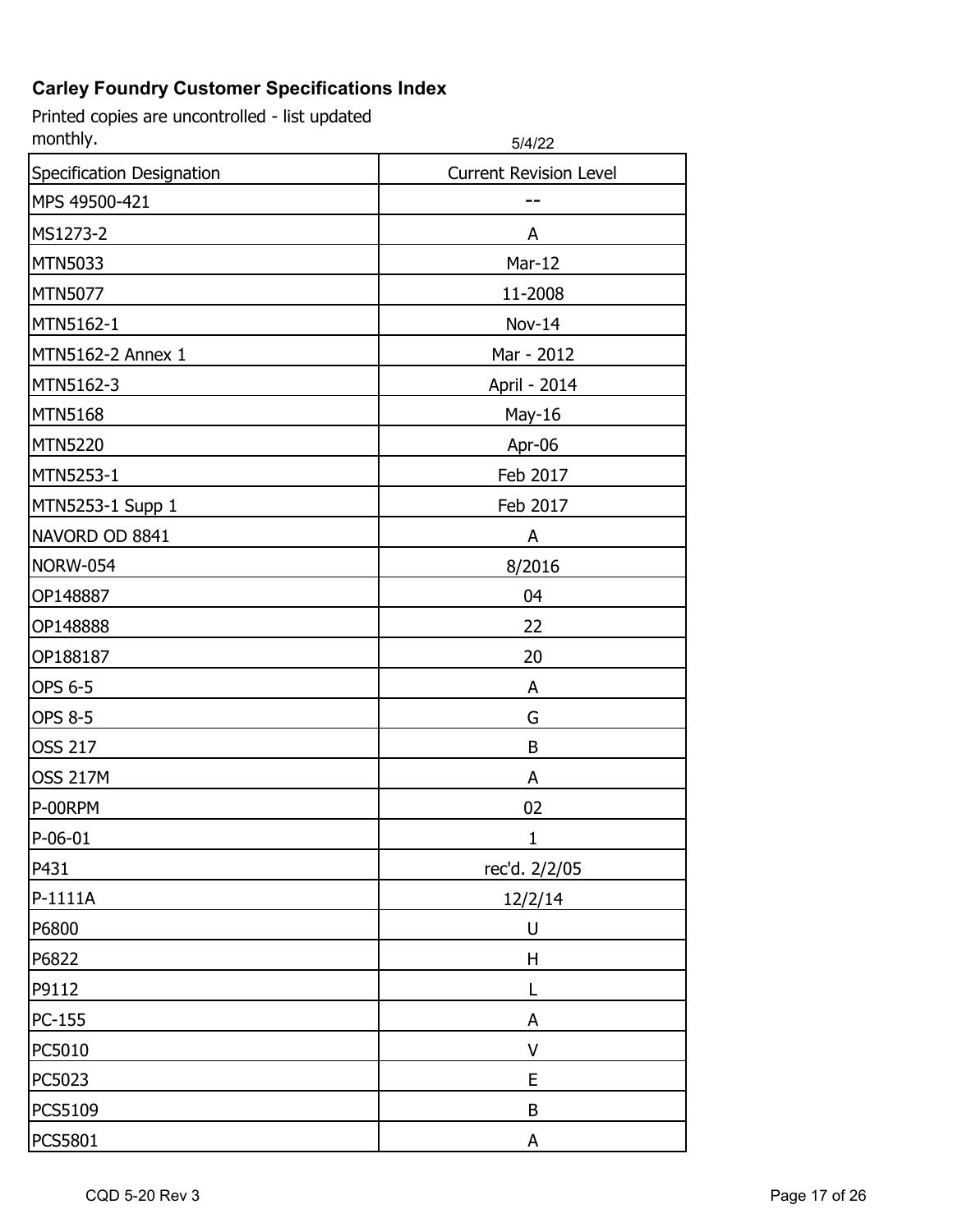**Carley Foundry Customer Specifications Index**

Printed copies are uncontrolled - list updated monthly.

5/4/22

| Specification Designation | Current Revision Level |
|---|---|
| MPS 49500-421 | -- |
| MS1273-2 | A |
| MTN5033 | Mar-12 |
| MTN5077 | 11-2008 |
| MTN5162-1 | Nov-14 |
| MTN5162-2 Annex 1 | Mar - 2012 |
| MTN5162-3 | April - 2014 |
| MTN5168 | May-16 |
| MTN5220 | Apr-06 |
| MTN5253-1 | Feb 2017 |
| MTN5253-1 Supp 1 | Feb 2017 |
| NAVORD OD 8841 | A |
| NORW-054 | 8/2016 |
| OP148887 | 04 |
| OP148888 | 22 |
| OP188187 | 20 |
| OPS 6-5 | A |
| OPS 8-5 | G |
| OSS 217 | B |
| OSS 217M | A |
| P-00RPM | 02 |
| P-06-01 | 1 |
| P431 | rec'd. 2/2/05 |
| P-1111A | 12/2/14 |
| P6800 | U |
| P6822 | H |
| P9112 | L |
| PC-155 | A |
| PC5010 | V |
| PC5023 | E |
| PCS5109 | B |
| PCS5801 | A |

CQD 5-20 Rev 3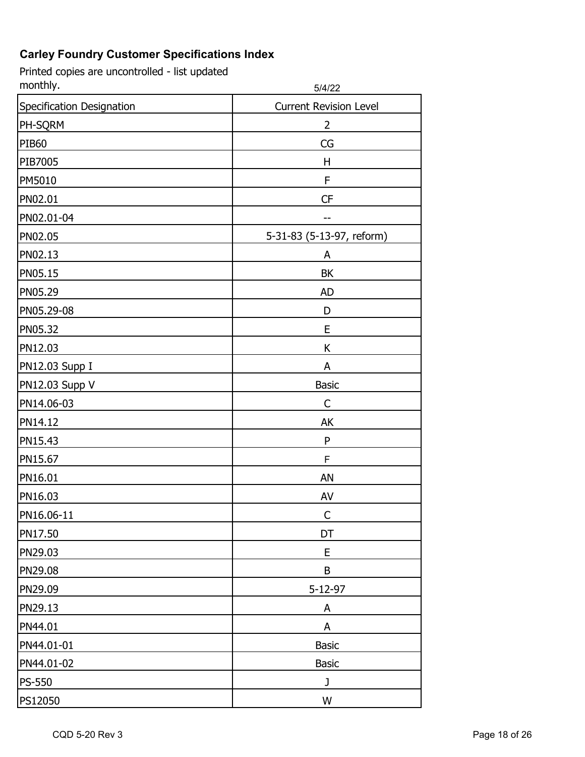**Carley Foundry Customer Specifications Index**

Printed copies are uncontrolled - list updated monthly.

5/4/22

| Specification Designation | Current Revision Level |
|---|---|
| PH-SQRM | 2 |
| PIB60 | CG |
| PIB7005 | H |
| PM5010 | F |
| PN02.01 | CF |
| PN02.01-04 | -- |
| PN02.05 | 5-31-83 (5-13-97, reform) |
| PN02.13 | A |
| PN05.15 | BK |
| PN05.29 | AD |
| PN05.29-08 | D |
| PN05.32 | E |
| PN12.03 | K |
| PN12.03 Supp I | A |
| PN12.03 Supp V | Basic |
| PN14.06-03 | C |
| PN14.12 | AK |
| PN15.43 | P |
| PN15.67 | F |
| PN16.01 | AN |
| PN16.03 | AV |
| PN16.06-11 | C |
| PN17.50 | DT |
| PN29.03 | E |
| PN29.08 | B |
| PN29.09 | 5-12-97 |
| PN29.13 | A |
| PN44.01 | A |
| PN44.01-01 | Basic |
| PN44.01-02 | Basic |
| PS-550 | J |
| PS12050 | W |

CQD 5-20 Rev 3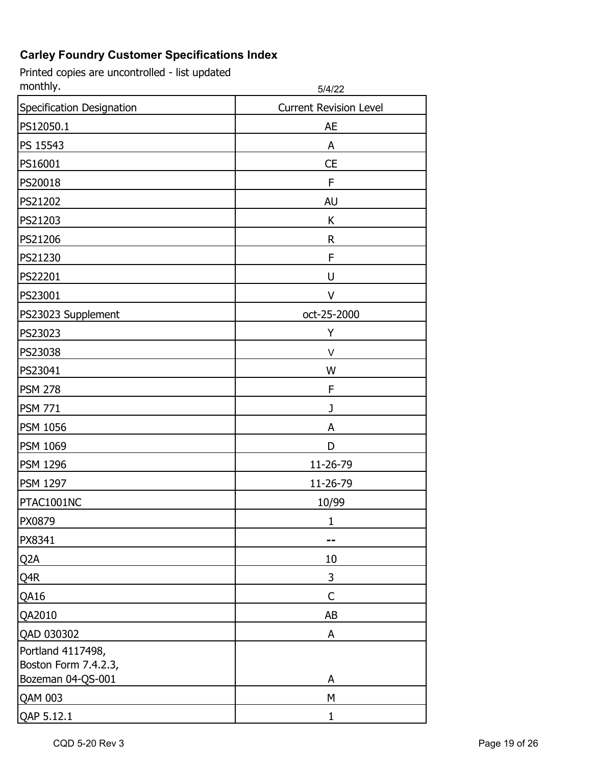**Carley Foundry Customer Specifications Index**

Printed copies are uncontrolled - list updated monthly.

5/4/22

| Specification Designation | Current Revision Level |
|---|---|
| PS12050.1 | AE |
| PS 15543 | A |
| PS16001 | CE |
| PS20018 | F |
| PS21202 | AU |
| PS21203 | K |
| PS21206 | R |
| PS21230 | F |
| PS22201 | U |
| PS23001 | V |
| PS23023 Supplement | oct-25-2000 |
| PS23023 | Y |
| PS23038 | V |
| PS23041 | W |
| PSM 278 | F |
| PSM 771 | J |
| PSM 1056 | A |
| PSM 1069 | D |
| PSM 1296 | 11-26-79 |
| PSM 1297 | 11-26-79 |
| PTAC1001NC | 10/99 |
| PX0879 | 1 |
| PX8341 | -- |
| Q2A | 10 |
| Q4R | 3 |
| QA16 | C |
| QA2010 | AB |
| QAD 030302 | A |
| Portland 4117498, Boston Form 7.4.2.3, Bozeman 04-QS-001 | A |
| QAM 003 | M |
| QAP 5.12.1 | 1 |

CQD 5-20 Rev 3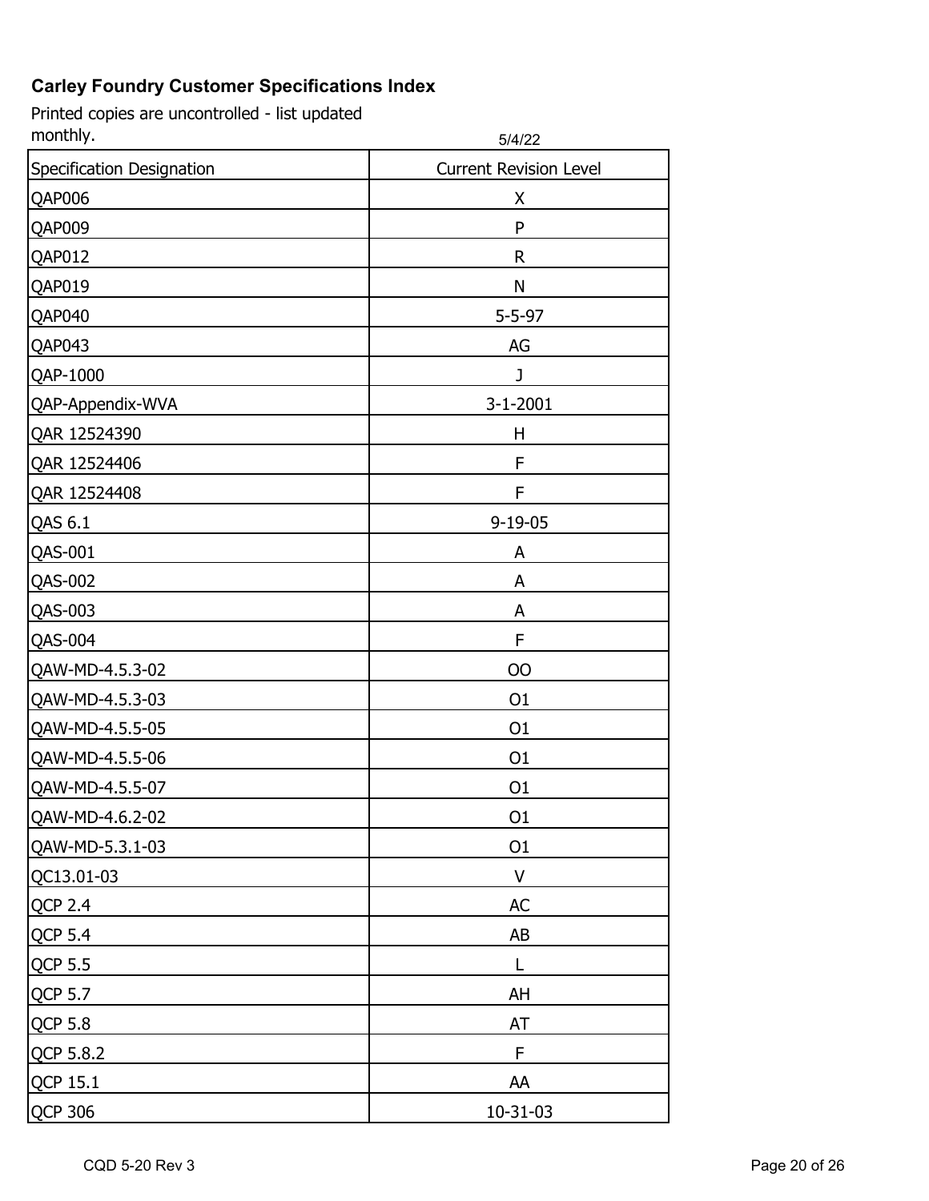**Carley Foundry Customer Specifications Index**

Printed copies are uncontrolled - list updated monthly.

5/4/22

| Specification Designation | Current Revision Level |
|---|---|
| QAP006 | X |
| QAP009 | P |
| QAP012 | R |
| QAP019 | N |
| QAP040 | 5-5-97 |
| QAP043 | AG |
| QAP-1000 | J |
| QAP-Appendix-WVA | 3-1-2001 |
| QAR 12524390 | H |
| QAR 12524406 | F |
| QAR 12524408 | F |
| QAS 6.1 | 9-19-05 |
| QAS-001 | A |
| QAS-002 | A |
| QAS-003 | A |
| QAS-004 | F |
| QAW-MD-4.5.3-02 | OO |
| QAW-MD-4.5.3-03 | O1 |
| QAW-MD-4.5.5-05 | O1 |
| QAW-MD-4.5.5-06 | O1 |
| QAW-MD-4.5.5-07 | O1 |
| QAW-MD-4.6.2-02 | O1 |
| QAW-MD-5.3.1-03 | O1 |
| QC13.01-03 | V |
| QCP 2.4 | AC |
| QCP 5.4 | AB |
| QCP 5.5 | L |
| QCP 5.7 | AH |
| QCP 5.8 | AT |
| QCP 5.8.2 | F |
| QCP 15.1 | AA |
| QCP 306 | 10-31-03 |

CQD 5-20 Rev 3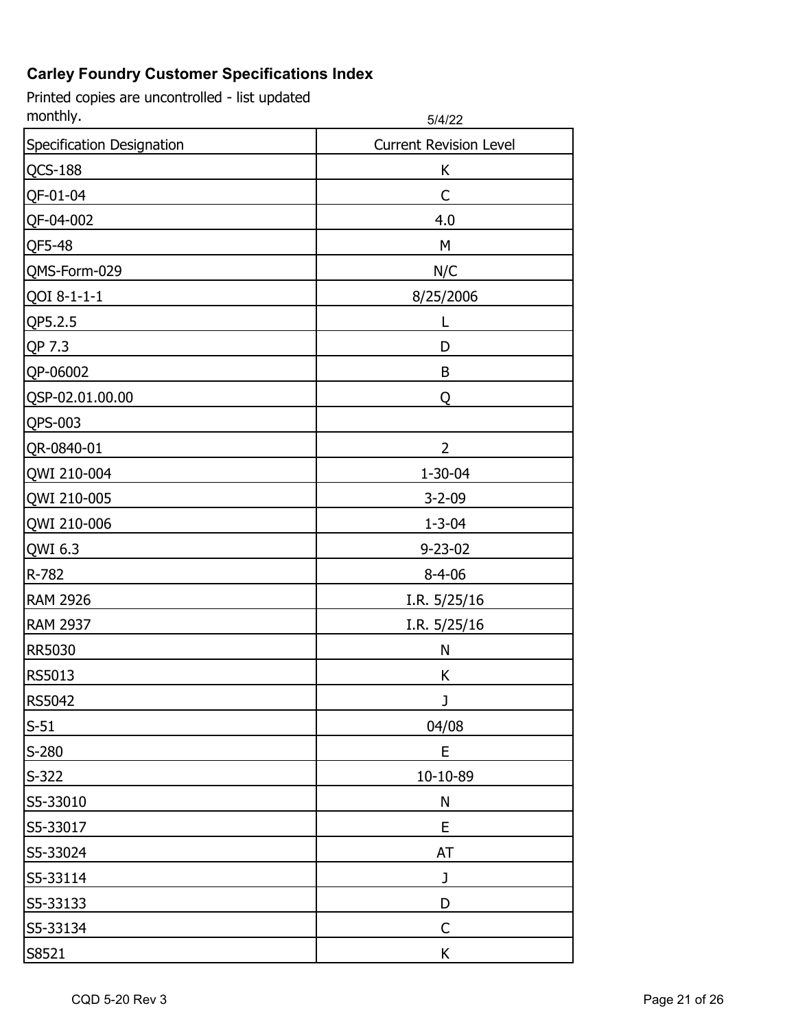**Carley Foundry Customer Specifications Index**

Printed copies are uncontrolled - list updated monthly.

5/4/22

| Specification Designation | Current Revision Level |
|---|---|
| QCS-188 | K |
| QF-01-04 | C |
| QF-04-002 | 4.0 |
| QF5-48 | M |
| QMS-Form-029 | N/C |
| QOI 8-1-1-1 | 8/25/2006 |
| QP5.2.5 | L |
| QP 7.3 | D |
| QP-06002 | B |
| QSP-02.01.00.00 | Q |
| QPS-003 | |
| QR-0840-01 | 2 |
| QWI 210-004 | 1-30-04 |
| QWI 210-005 | 3-2-09 |
| QWI 210-006 | 1-3-04 |
| QWI 6.3 | 9-23-02 |
| R-782 | 8-4-06 |
| RAM 2926 | I.R. 5/25/16 |
| RAM 2937 | I.R. 5/25/16 |
| RR5030 | N |
| RS5013 | K |
| RS5042 | J |
| S-51 | 04/08 |
| S-280 | E |
| S-322 | 10-10-89 |
| S5-33010 | N |
| S5-33017 | E |
| S5-33024 | AT |
| S5-33114 | J |
| S5-33133 | D |
| S5-33134 | C |
| S8521 | K |

CQD 5-20 Rev 3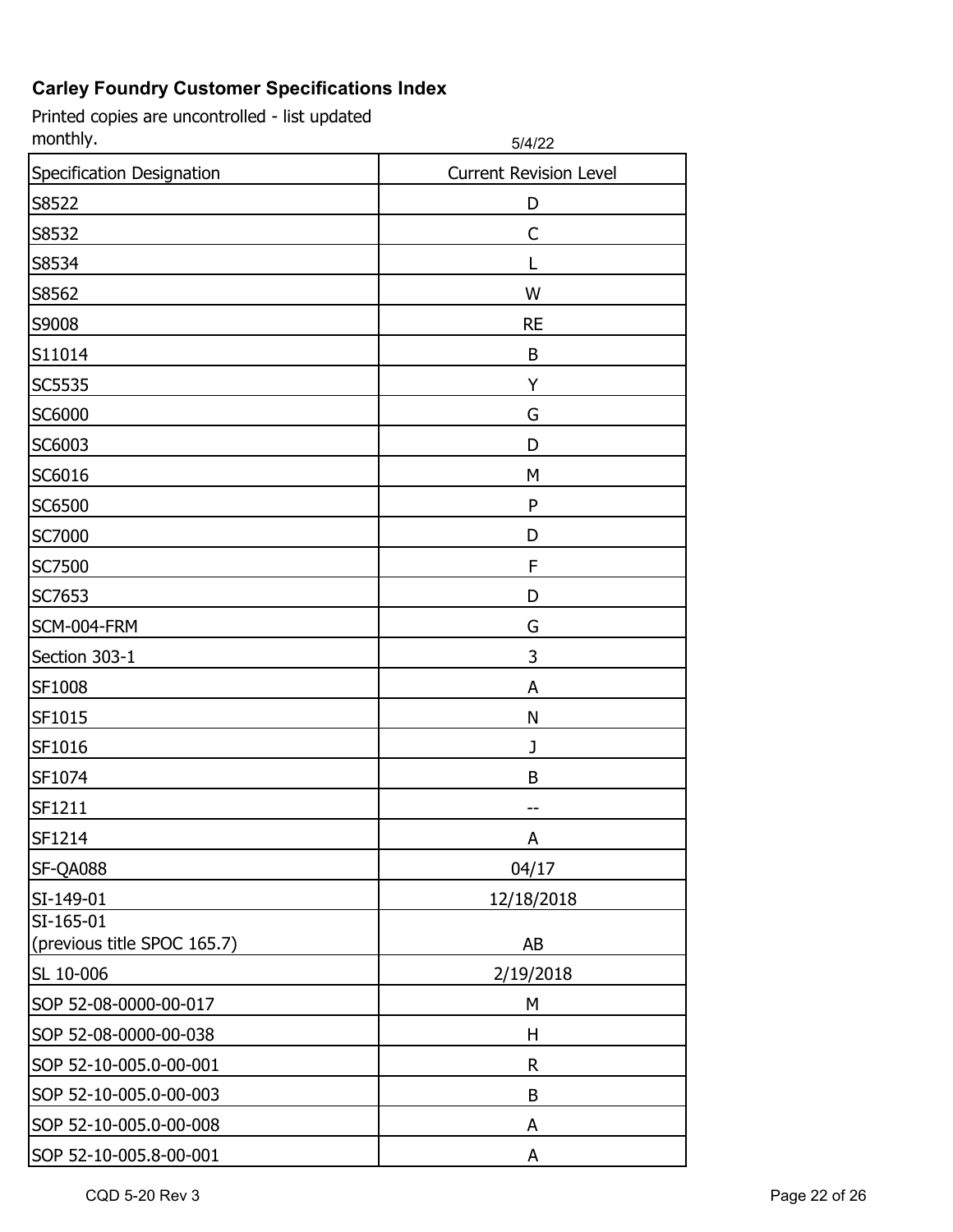**Carley Foundry Customer Specifications Index**

Printed copies are uncontrolled - list updated monthly.

5/4/22

| Specification Designation | Current Revision Level |
|---|---|
| S8522 | D |
| S8532 | C |
| S8534 | L |
| S8562 | W |
| S9008 | RE |
| S11014 | B |
| SC5535 | Y |
| SC6000 | G |
| SC6003 | D |
| SC6016 | M |
| SC6500 | P |
| SC7000 | D |
| SC7500 | F |
| SC7653 | D |
| SCM-004-FRM | G |
| Section 303-1 | 3 |
| SF1008 | A |
| SF1015 | N |
| SF1016 | J |
| SF1074 | B |
| SF1211 | -- |
| SF1214 | A |
| SF-QA088 | 04/17 |
| SI-149-01 | 12/18/2018 |
| SI-165-01 (previous title SPOC 165.7) | AB |
| SL 10-006 | 2/19/2018 |
| SOP 52-08-0000-00-017 | M |
| SOP 52-08-0000-00-038 | H |
| SOP 52-10-005.0-00-001 | R |
| SOP 52-10-005.0-00-003 | B |
| SOP 52-10-005.0-00-008 | A |
| SOP 52-10-005.8-00-001 | A |

CQD 5-20 Rev 3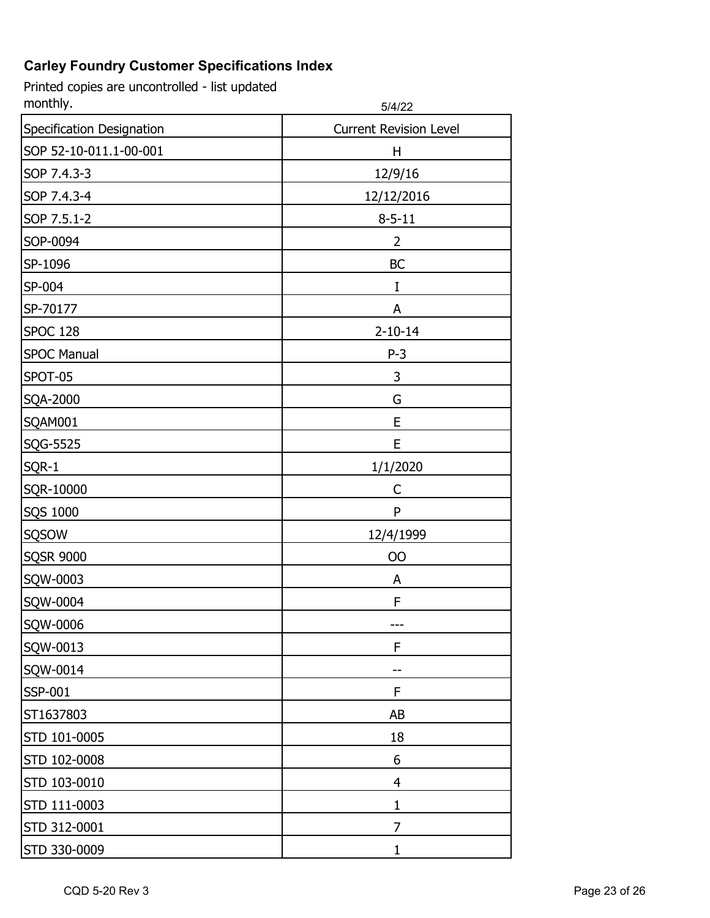**Carley Foundry Customer Specifications Index**

Printed copies are uncontrolled - list updated monthly.

5/4/22

| Specification Designation | Current Revision Level |
| --- | --- |
| SOP 52-10-011.1-00-001 | H |
| SOP 7.4.3-3 | 12/9/16 |
| SOP 7.4.3-4 | 12/12/2016 |
| SOP 7.5.1-2 | 8-5-11 |
| SOP-0094 | 2 |
| SP-1096 | BC |
| SP-004 | I |
| SP-70177 | A |
| SPOC 128 | 2-10-14 |
| SPOC Manual | P-3 |
| SPOT-05 | 3 |
| SQA-2000 | G |
| SQAM001 | E |
| SQG-5525 | E |
| SQR-1 | 1/1/2020 |
| SQR-10000 | C |
| SQS 1000 | P |
| SQSOW | 12/4/1999 |
| SQSR 9000 | OO |
| SQW-0003 | A |
| SQW-0004 | F |
| SQW-0006 | --- |
| SQW-0013 | F |
| SQW-0014 | -- |
| SSP-001 | F |
| ST1637803 | AB |
| STD 101-0005 | 18 |
| STD 102-0008 | 6 |
| STD 103-0010 | 4 |
| STD 111-0003 | 1 |
| STD 312-0001 | 7 |
| STD 330-0009 | 1 |

CQD 5-20 Rev 3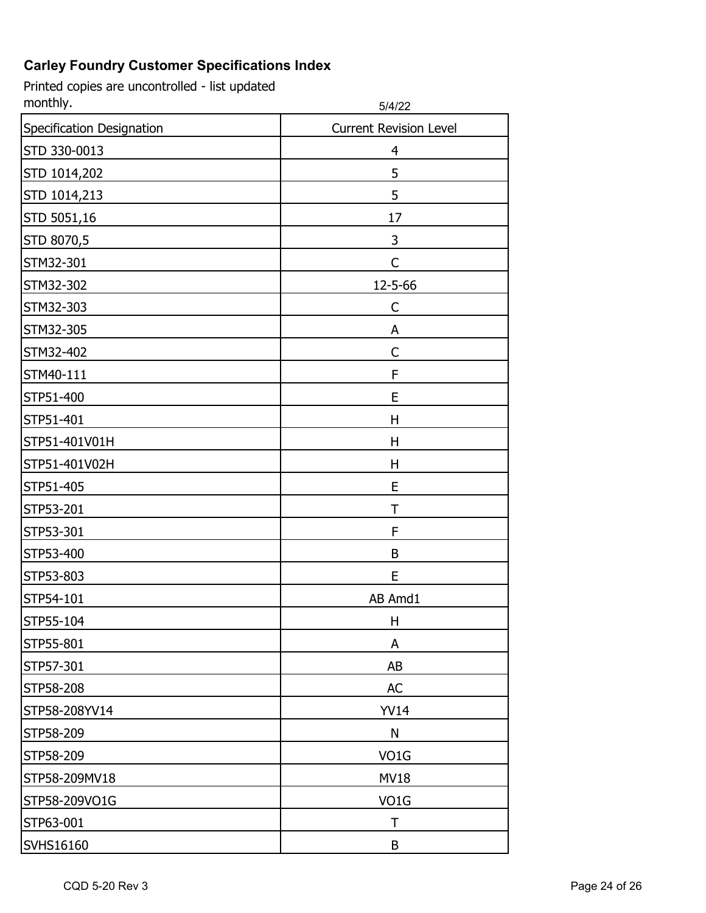## Carley Foundry Customer Specifications Index

Printed copies are uncontrolled - list updated monthly.

5/4/22

| Specification Designation | Current Revision Level |
|---|---|
| STD 330-0013 | 4 |
| STD 1014,202 | 5 |
| STD 1014,213 | 5 |
| STD 5051,16 | 17 |
| STD 8070,5 | 3 |
| STM32-301 | C |
| STM32-302 | 12-5-66 |
| STM32-303 | C |
| STM32-305 | A |
| STM32-402 | C |
| STM40-111 | F |
| STP51-400 | E |
| STP51-401 | H |
| STP51-401V01H | H |
| STP51-401V02H | H |
| STP51-405 | E |
| STP53-201 | T |
| STP53-301 | F |
| STP53-400 | B |
| STP53-803 | E |
| STP54-101 | AB Amd1 |
| STP55-104 | H |
| STP55-801 | A |
| STP57-301 | AB |
| STP58-208 | AC |
| STP58-208YV14 | YV14 |
| STP58-209 | N |
| STP58-209 | VO1G |
| STP58-209MV18 | MV18 |
| STP58-209VO1G | VO1G |
| STP63-001 | T |
| SVHS16160 | B |

CQD 5-20 Rev 3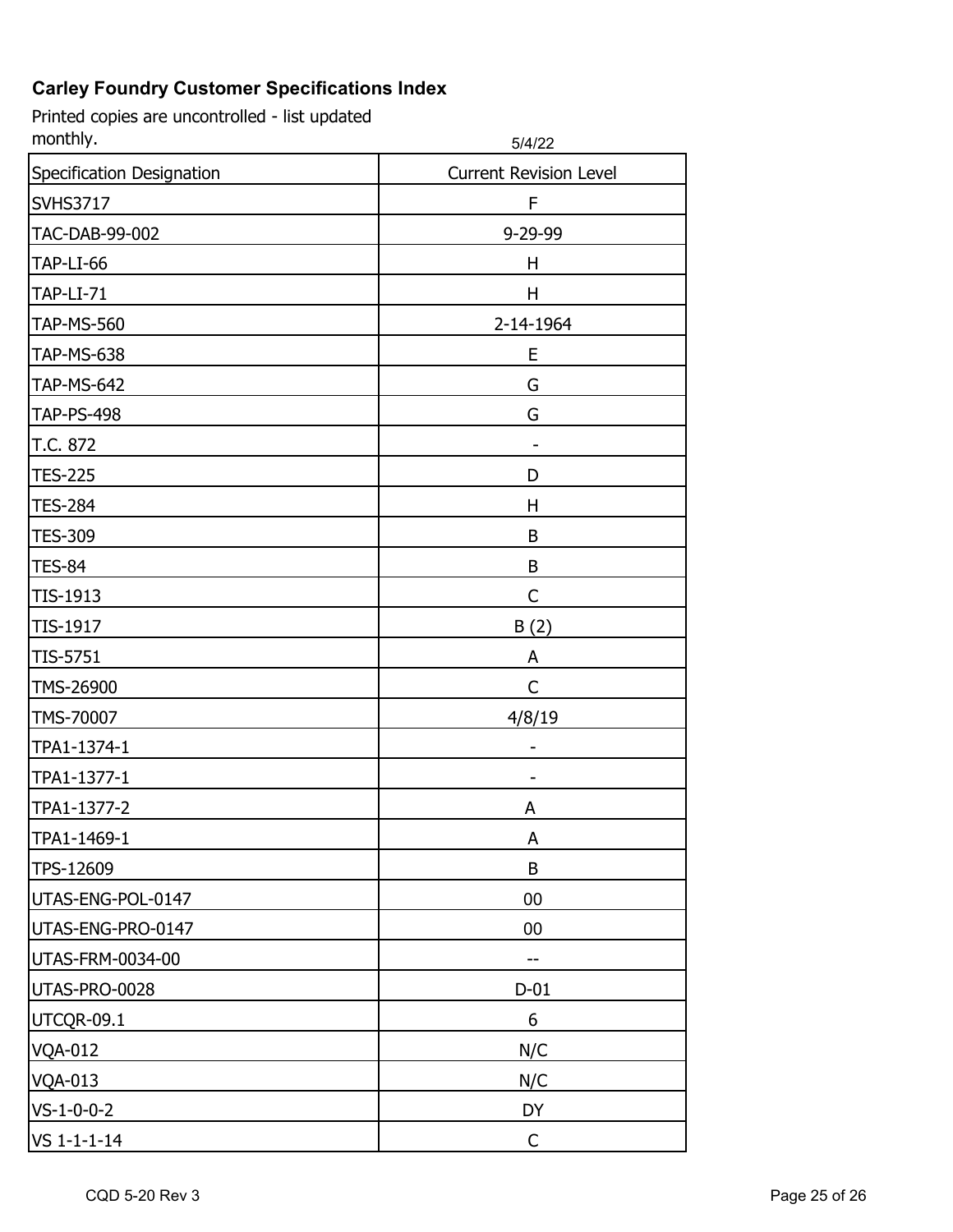**Carley Foundry Customer Specifications Index**

Printed copies are uncontrolled - list updated monthly.

5/4/22

| Specification Designation | Current Revision Level |
|---|---|
| SVHS3717 | F |
| TAC-DAB-99-002 | 9-29-99 |
| TAP-LI-66 | H |
| TAP-LI-71 | H |
| TAP-MS-560 | 2-14-1964 |
| TAP-MS-638 | E |
| TAP-MS-642 | G |
| TAP-PS-498 | G |
| T.C. 872 | - |
| TES-225 | D |
| TES-284 | H |
| TES-309 | B |
| TES-84 | B |
| TIS-1913 | C |
| TIS-1917 | B (2) |
| TIS-5751 | A |
| TMS-26900 | C |
| TMS-70007 | 4/8/19 |
| TPA1-1374-1 | - |
| TPA1-1377-1 | - |
| TPA1-1377-2 | A |
| TPA1-1469-1 | A |
| TPS-12609 | B |
| UTAS-ENG-POL-0147 | 00 |
| UTAS-ENG-PRO-0147 | 00 |
| UTAS-FRM-0034-00 | -- |
| UTAS-PRO-0028 | D-01 |
| UTCQR-09.1 | 6 |
| VQA-012 | N/C |
| VQA-013 | N/C |
| VS-1-0-0-2 | DY |
| VS 1-1-1-14 | C |

CQD 5-20 Rev 3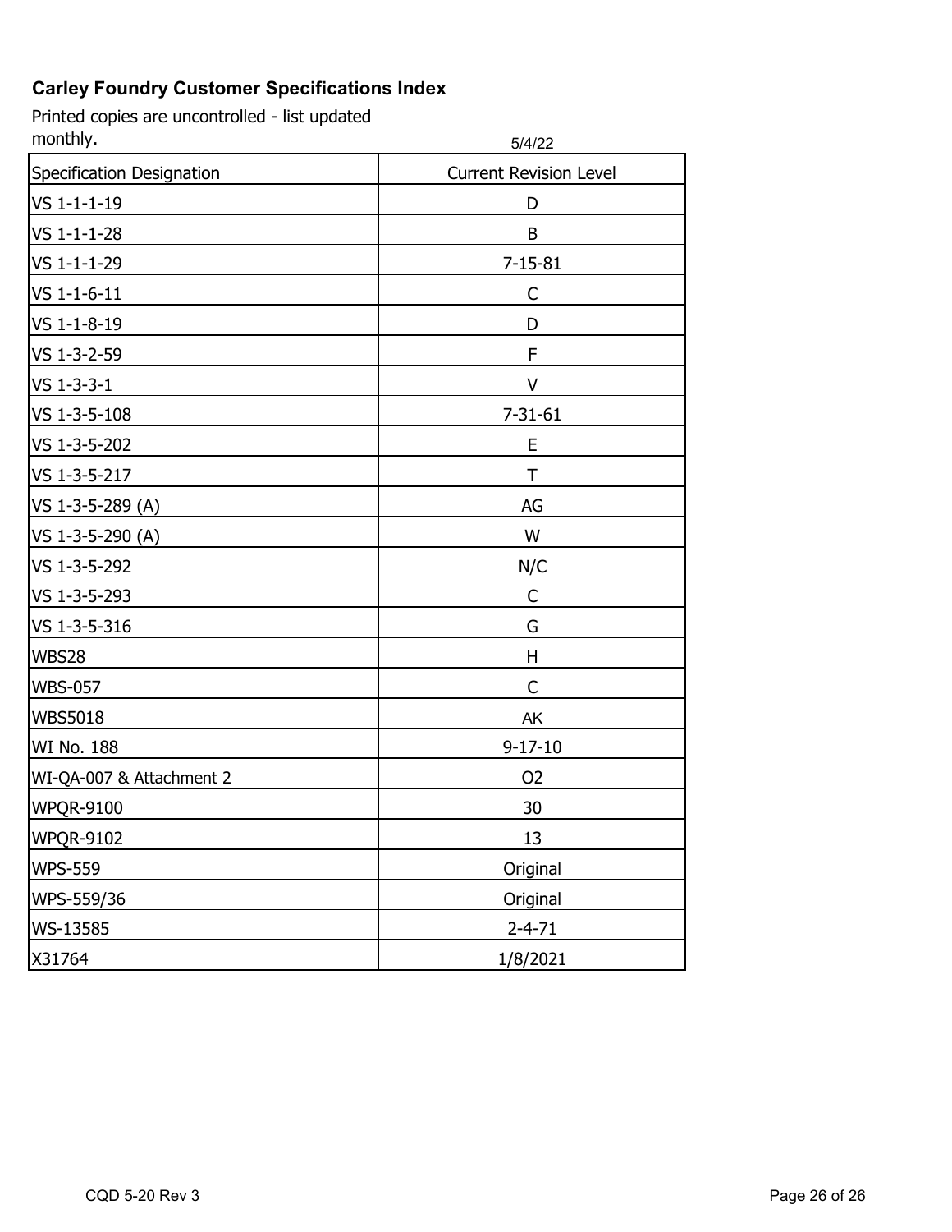**Carley Foundry Customer Specifications Index**

Printed copies are uncontrolled - list updated monthly.

5/4/22

| Specification Designation | Current Revision Level |
|---|---|
| VS 1-1-1-19 | D |
| VS 1-1-1-28 | B |
| VS 1-1-1-29 | 7-15-81 |
| VS 1-1-6-11 | C |
| VS 1-1-8-19 | D |
| VS 1-3-2-59 | F |
| VS 1-3-3-1 | V |
| VS 1-3-5-108 | 7-31-61 |
| VS 1-3-5-202 | E |
| VS 1-3-5-217 | T |
| VS 1-3-5-289 (A) | AG |
| VS 1-3-5-290 (A) | W |
| VS 1-3-5-292 | N/C |
| VS 1-3-5-293 | C |
| VS 1-3-5-316 | G |
| WBS28 | H |
| WBS-057 | C |
| WBS5018 | AK |
| WI No. 188 | 9-17-10 |
| WI-QA-007 & Attachment 2 | O2 |
| WPQR-9100 | 30 |
| WPQR-9102 | 13 |
| WPS-559 | Original |
| WPS-559/36 | Original |
| WS-13585 | 2-4-71 |
| X31764 | 1/8/2021 |

CQD 5-20 Rev 3